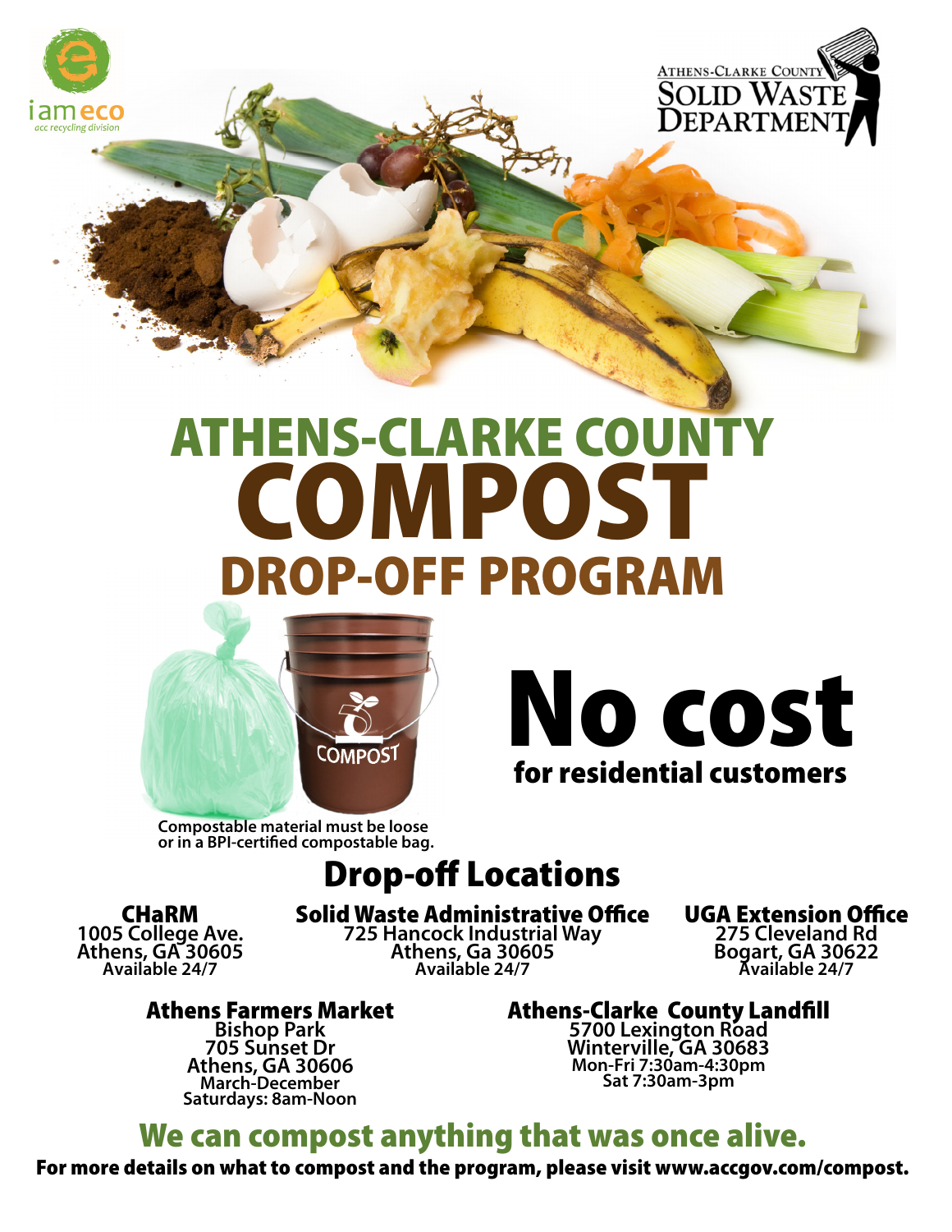iam eco
acc recycling division

ATHENS-CLARKE COUNTY
SOLID WASTE
DEPARTMENT

# ATHENS-CLARKE COUNTY COMPOST DROP-OFF PROGRAM

COMPOST

# No cost
**for residential customers**

Compostable material must be loose or in a BPI-certified compostable bag.

## Drop-off Locations

**CHaRM**
1005 College Ave.
Athens, GA 30605
Available 24/7

**Solid Waste Administrative Office**
725 Hancock Industrial Way
Athens, Ga 30605
Available 24/7

**UGA Extension Office**
275 Cleveland Rd
Bogart, GA 30622
Available 24/7

**Athens Farmers Market**
Bishop Park
705 Sunset Dr
Athens, GA 30606
March-December
Saturdays: 8am-Noon

**Athens-Clarke County Landfill**
5700 Lexington Road
Winterville, GA 30683
Mon-Fri 7:30am-4:30pm
Sat 7:30am-3pm

## We can compost anything that was once alive.

**For more details on what to compost and the program, please visit www.accgov.com/compost.**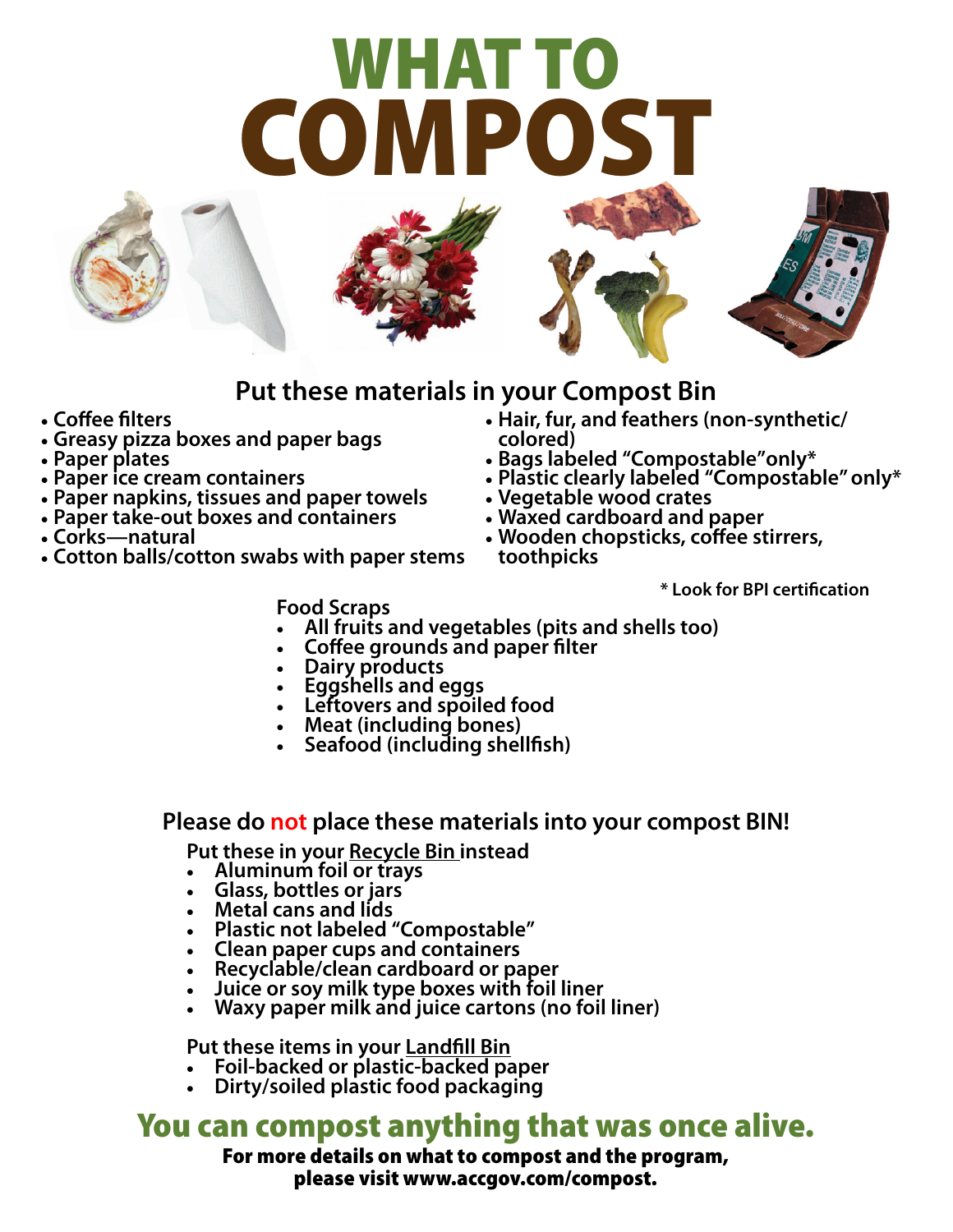# WHAT TO COMPOST

## Put these materials in your Compost Bin

- Coffee filters
- Greasy pizza boxes and paper bags
- Paper plates
- Paper ice cream containers
- Paper napkins, tissues and paper towels
- Paper take-out boxes and containers
- Corks—natural
- Cotton balls/cotton swabs with paper stems
- Hair, fur, and feathers (non-synthetic/colored)
- Bags labeled "Compostable" only*
- Plastic clearly labeled "Compostable" only*
- Vegetable wood crates
- Waxed cardboard and paper
- Wooden chopsticks, coffee stirrers, toothpicks

* Look for BPI certification

**Food Scraps**

- All fruits and vegetables (pits and shells too)
- Coffee grounds and paper filter
- Dairy products
- Eggshells and eggs
- Leftovers and spoiled food
- Meat (including bones)
- Seafood (including shellfish)

## Please do not place these materials into your compost BIN!

Put these in your Recycle Bin instead

- Aluminum foil or trays
- Glass, bottles or jars
- Metal cans and lids
- Plastic not labeled "Compostable"
- Clean paper cups and containers
- Recyclable/clean cardboard or paper
- Juice or soy milk type boxes with foil liner
- Waxy paper milk and juice cartons (no foil liner)

Put these items in your Landfill Bin

- Foil-backed or plastic-backed paper
- Dirty/soiled plastic food packaging

## You can compost anything that was once alive.

**For more details on what to compost and the program, please visit www.accgov.com/compost.**